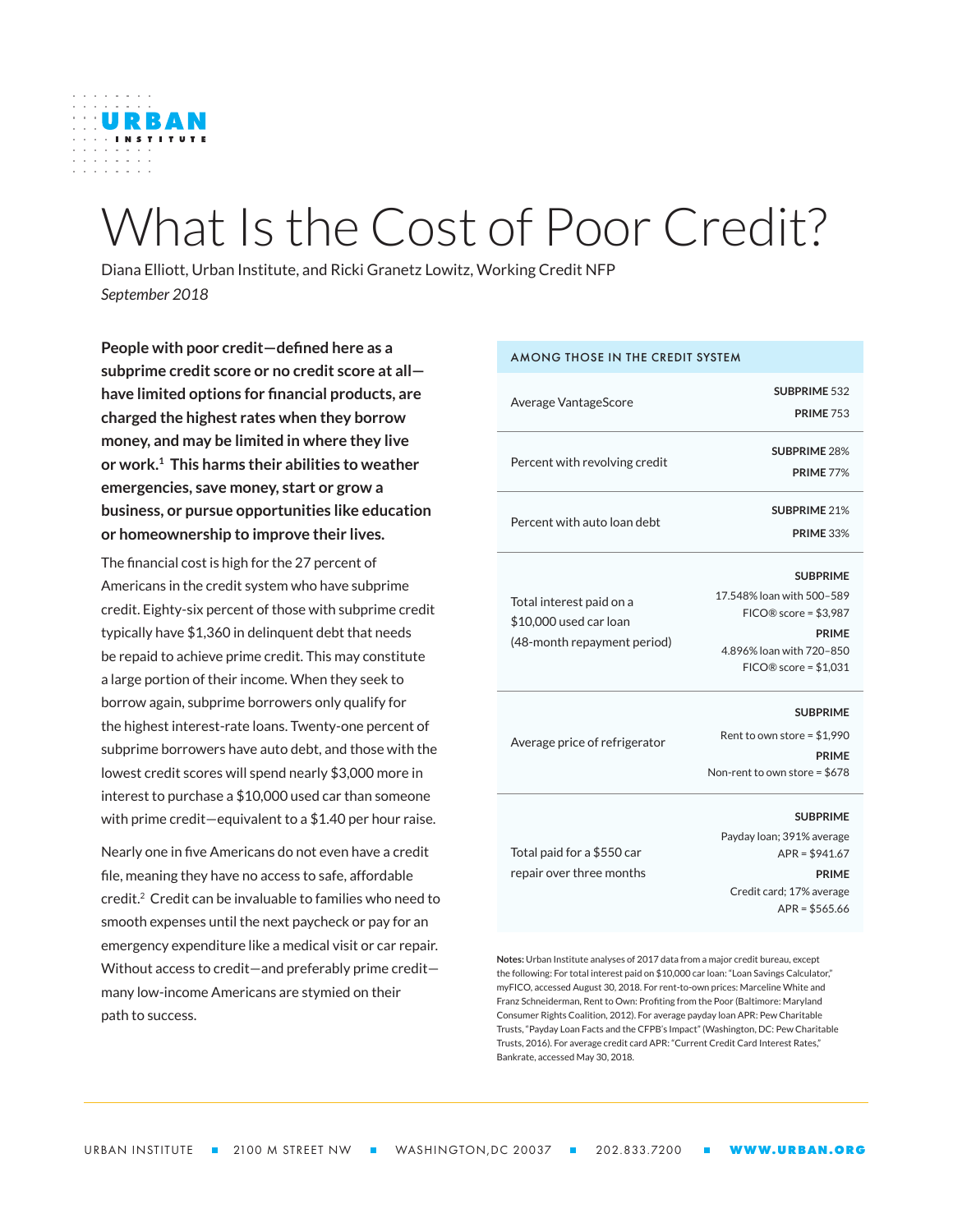URBAN INSTITUTE

# What Is the Cost of Poor Credit?

Diana Elliott, Urban Institute, and Ricki Granetz Lowitz, Working Credit NFP

*September 2018*

**People with poor credit—defined here as a subprime credit score or no credit score at all—have limited options for financial products, are charged the highest rates when they borrow money, and may be limited in where they live or work.[1] This harms their abilities to weather emergencies, save money, start or grow a business, or pursue opportunities like education or homeownership to improve their lives.**

The financial cost is high for the 27 percent of Americans in the credit system who have subprime credit. Eighty-six percent of those with subprime credit typically have $1,360 in delinquent debt that needs be repaid to achieve prime credit. This may constitute a large portion of their income. When they seek to borrow again, subprime borrowers only qualify for the highest interest-rate loans. Twenty-one percent of subprime borrowers have auto debt, and those with the lowest credit scores will spend nearly $3,000 more in interest to purchase a $10,000 used car than someone with prime credit—equivalent to a $1.40 per hour raise.

Nearly one in five Americans do not even have a credit file, meaning they have no access to safe, affordable credit.[2] Credit can be invaluable to families who need to smooth expenses until the next paycheck or pay for an emergency expenditure like a medical visit or car repair. Without access to credit—and preferably prime credit—many low-income Americans are stymied on their path to success.

| AMONG THOSE IN THE CREDIT SYSTEM | |
|---|---|
| Average VantageScore | **SUBPRIME** 532<br>**PRIME** 753 |
| Percent with revolving credit | **SUBPRIME** 28%<br>**PRIME** 77% |
| Percent with auto loan debt | **SUBPRIME** 21%<br>**PRIME** 33% |
| Total interest paid on a $10,000 used car loan (48-month repayment period) | **SUBPRIME**<br>17.548% loan with 500–589 FICO® score = $3,987<br>**PRIME**<br>4.896% loan with 720–850 FICO® score = $1,031 |
| Average price of refrigerator | **SUBPRIME**<br>Rent to own store = $1,990<br>**PRIME**<br>Non-rent to own store = $678 |
| Total paid for a $550 car repair over three months | **SUBPRIME**<br>Payday loan; 391% average APR = $941.67<br>**PRIME**<br>Credit card; 17% average APR = $565.66 |

**Notes:** Urban Institute analyses of 2017 data from a major credit bureau, except the following: For total interest paid on $10,000 car loan: "Loan Savings Calculator," myFICO, accessed August 30, 2018. For rent-to-own prices: Marceline White and Franz Schneiderman, Rent to Own: Profiting from the Poor (Baltimore: Maryland Consumer Rights Coalition, 2012). For average payday loan APR: Pew Charitable Trusts, "Payday Loan Facts and the CFPB's Impact" (Washington, DC: Pew Charitable Trusts, 2016). For average credit card APR: "Current Credit Card Interest Rates," Bankrate, accessed May 30, 2018.

URBAN INSTITUTE ■ 2100 M STREET NW ■ WASHINGTON, DC 20037 ■ 202.833.7200 ■ WWW.URBAN.ORG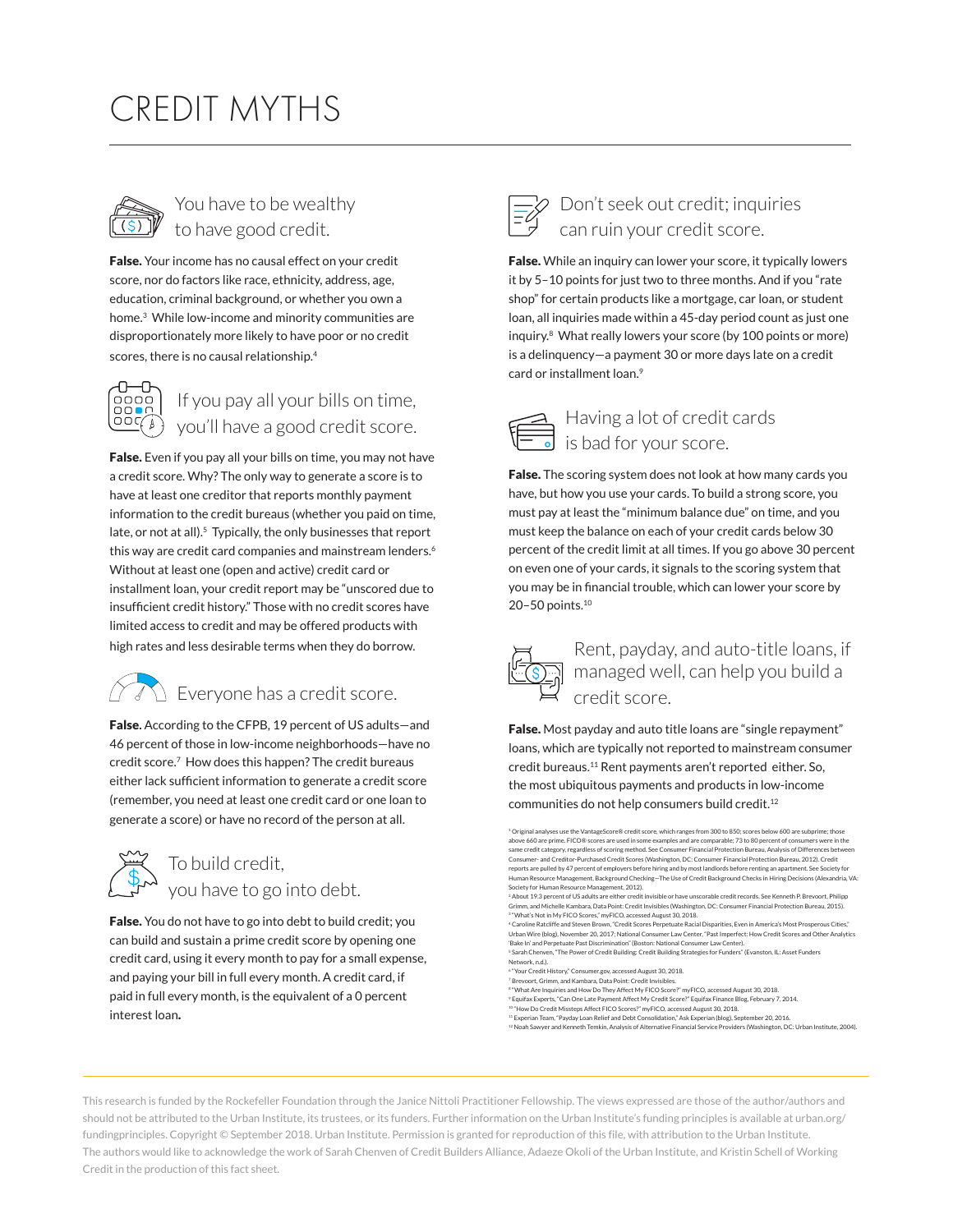# CREDIT MYTHS

## You have to be wealthy to have good credit.

**False.** Your income has no causal effect on your credit score, nor do factors like race, ethnicity, address, age, education, criminal background, or whether you own a home.[3] While low-income and minority communities are disproportionately more likely to have poor or no credit scores, there is no causal relationship.[4]

## If you pay all your bills on time, you'll have a good credit score.

**False.** Even if you pay all your bills on time, you may not have a credit score. Why? The only way to generate a score is to have at least one creditor that reports monthly payment information to the credit bureaus (whether you paid on time, late, or not at all).[5] Typically, the only businesses that report this way are credit card companies and mainstream lenders.[6] Without at least one (open and active) credit card or installment loan, your credit report may be "unscored due to insufficient credit history." Those with no credit scores have limited access to credit and may be offered products with high rates and less desirable terms when they do borrow.

## Everyone has a credit score.

**False.** According to the CFPB, 19 percent of US adults—and 46 percent of those in low-income neighborhoods—have no credit score.[7] How does this happen? The credit bureaus either lack sufficient information to generate a credit score (remember, you need at least one credit card or one loan to generate a score) or have no record of the person at all.

## To build credit, you have to go into debt.

**False.** You do not have to go into debt to build credit; you can build and sustain a prime credit score by opening one credit card, using it every month to pay for a small expense, and paying your bill in full every month. A credit card, if paid in full every month, is the equivalent of a 0 percent interest loan.

## Don't seek out credit; inquiries can ruin your credit score.

**False.** While an inquiry can lower your score, it typically lowers it by 5–10 points for just two to three months. And if you "rate shop" for certain products like a mortgage, car loan, or student loan, all inquiries made within a 45-day period count as just one inquiry.[8] What really lowers your score (by 100 points or more) is a delinquency—a payment 30 or more days late on a credit card or installment loan.[9]

## Having a lot of credit cards is bad for your score.

**False.** The scoring system does not look at how many cards you have, but how you use your cards. To build a strong score, you must pay at least the "minimum balance due" on time, and you must keep the balance on each of your credit cards below 30 percent of the credit limit at all times. If you go above 30 percent on even one of your cards, it signals to the scoring system that you may be in financial trouble, which can lower your score by 20–50 points.[10]

## Rent, payday, and auto-title loans, if managed well, can help you build a credit score.

**False.** Most payday and auto title loans are "single repayment" loans, which are typically not reported to mainstream consumer credit bureaus.[11] Rent payments aren't reported either. So, the most ubiquitous payments and products in low-income communities do not help consumers build credit.[12]

[1] Original analyses use the VantageScore® credit score, which ranges from 300 to 850; scores below 600 are subprime; those above 660 are prime. FICO® scores are used in some examples and are comparable; 73 to 80 percent of consumers were in the same credit category, regardless of scoring method. See Consumer Financial Protection Bureau, Analysis of Differences between Consumer- and Creditor-Purchased Credit Scores (Washington, DC: Consumer Financial Protection Bureau, 2012). Credit reports are pulled by 47 percent of employers before hiring and by most landlords before renting an apartment. See Society for Human Resource Management, Background Checking—The Use of Credit Background Checks in Hiring Decisions (Alexandria, VA: Society for Human Resource Management, 2012).
[2] About 19.3 percent of US adults are either credit invisible or have unscorable credit records. See Kenneth P. Brevoort, Philipp Grimm, and Michelle Kambara, Data Point: Credit Invisibles (Washington, DC: Consumer Financial Protection Bureau, 2015).
[3] "What's Not in My FICO Scores," myFICO, accessed August 30, 2018.
[4] Caroline Ratcliffe and Steven Brown, "Credit Scores Perpetuate Racial Disparities, Even in America's Most Prosperous Cities," Urban Wire (blog), November 20, 2017; National Consumer Law Center, "Past Imperfect: How Credit Scores and Other Analytics 'Bake In' and Perpetuate Past Discrimination" (Boston: National Consumer Law Center).
[5] Sarah Chenven, "The Power of Credit Building: Credit Building Strategies for Funders" (Evanston, IL: Asset Funders Network, n.d.).
[6] "Your Credit History," Consumer.gov, accessed August 30, 2018.
[7] Brevoort, Grimm, and Kambara, Data Point: Credit Invisibles.
[8] "What Are Inquiries and How Do They Affect My FICO Score?" myFICO, accessed August 30, 2018.
[9] Equifax Experts, "Can One Late Payment Affect My Credit Score?" Equifax Finance Blog, February 7, 2014.
[10] "How Do Credit Missteps Affect FICO Scores?" myFICO, accessed August 30, 2018.
[11] Experian Team, "Payday Loan Relief and Debt Consolidation," Ask Experian (blog), September 20, 2016.
[12] Noah Sawyer and Kenneth Temkin, Analysis of Alternative Financial Service Providers (Washington, DC: Urban Institute, 2004).

This research is funded by the Rockefeller Foundation through the Janice Nittoli Practitioner Fellowship. The views expressed are those of the author/authors and should not be attributed to the Urban Institute, its trustees, or its funders. Further information on the Urban Institute's funding principles is available at urban.org/fundingprinciples. Copyright © September 2018. Urban Institute. Permission is granted for reproduction of this file, with attribution to the Urban Institute. The authors would like to acknowledge the work of Sarah Chenven of Credit Builders Alliance, Adaeze Okoli of the Urban Institute, and Kristin Schell of Working Credit in the production of this fact sheet.